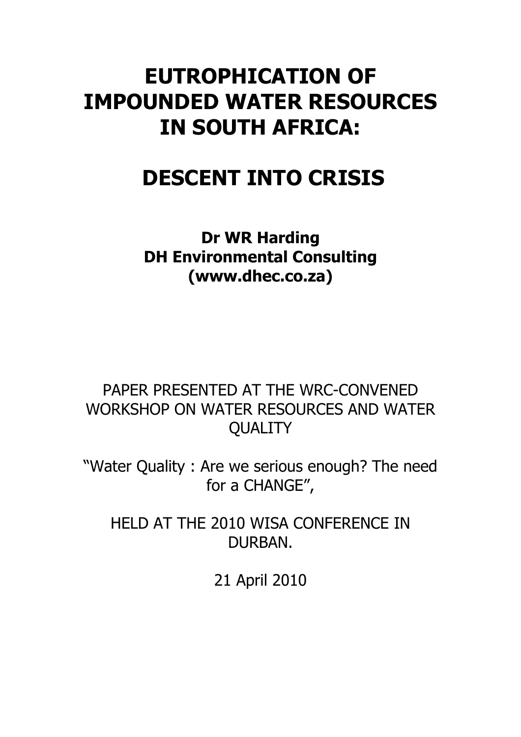# EUTROPHICATION OF IMPOUNDED WATER RESOURCES IN SOUTH AFRICA:

# DESCENT INTO CRISIS

**Dr WR Harding**
**DH Environmental Consulting**
**(www.dhec.co.za)**

PAPER PRESENTED AT THE WRC-CONVENED WORKSHOP ON WATER RESOURCES AND WATER QUALITY

"Water Quality : Are we serious enough? The need for a CHANGE",

HELD AT THE 2010 WISA CONFERENCE IN DURBAN.

21 April 2010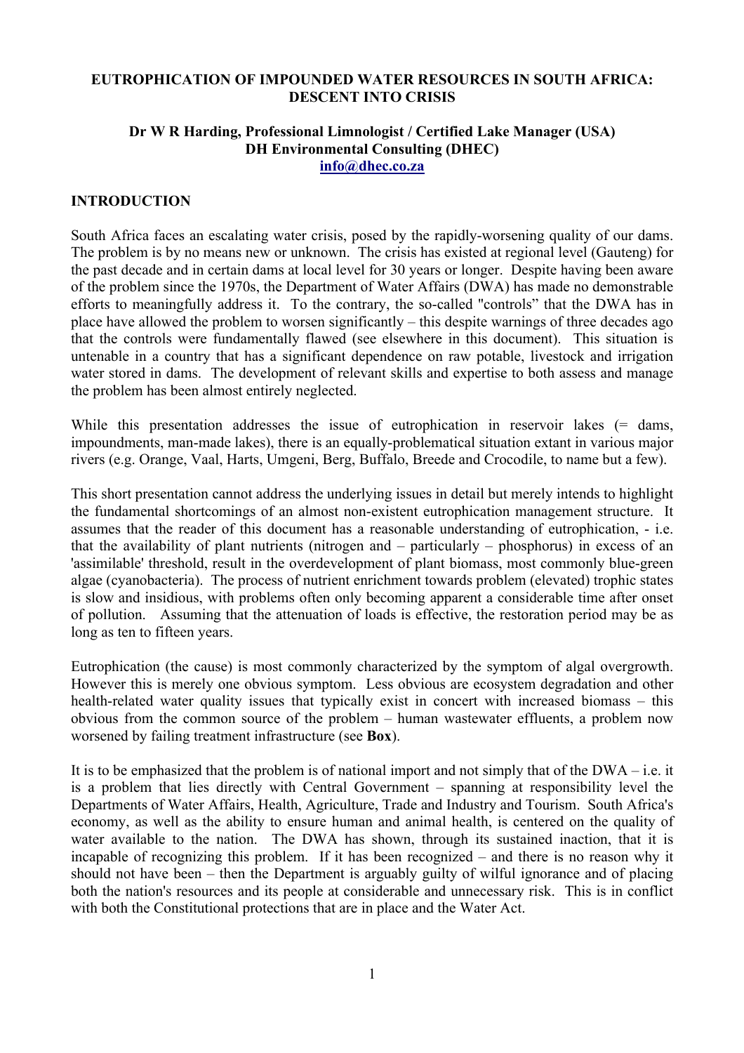**EUTROPHICATION OF IMPOUNDED WATER RESOURCES IN SOUTH AFRICA: DESCENT INTO CRISIS**

**Dr W R Harding, Professional Limnologist / Certified Lake Manager (USA)**
**DH Environmental Consulting (DHEC)**
**info@dhec.co.za**

## INTRODUCTION

South Africa faces an escalating water crisis, posed by the rapidly-worsening quality of our dams. The problem is by no means new or unknown. The crisis has existed at regional level (Gauteng) for the past decade and in certain dams at local level for 30 years or longer. Despite having been aware of the problem since the 1970s, the Department of Water Affairs (DWA) has made no demonstrable efforts to meaningfully address it. To the contrary, the so-called "controls" that the DWA has in place have allowed the problem to worsen significantly – this despite warnings of three decades ago that the controls were fundamentally flawed (see elsewhere in this document). This situation is untenable in a country that has a significant dependence on raw potable, livestock and irrigation water stored in dams. The development of relevant skills and expertise to both assess and manage the problem has been almost entirely neglected.

While this presentation addresses the issue of eutrophication in reservoir lakes (= dams, impoundments, man-made lakes), there is an equally-problematical situation extant in various major rivers (e.g. Orange, Vaal, Harts, Umgeni, Berg, Buffalo, Breede and Crocodile, to name but a few).

This short presentation cannot address the underlying issues in detail but merely intends to highlight the fundamental shortcomings of an almost non-existent eutrophication management structure. It assumes that the reader of this document has a reasonable understanding of eutrophication, - i.e. that the availability of plant nutrients (nitrogen and – particularly – phosphorus) in excess of an 'assimilable' threshold, result in the overdevelopment of plant biomass, most commonly blue-green algae (cyanobacteria). The process of nutrient enrichment towards problem (elevated) trophic states is slow and insidious, with problems often only becoming apparent a considerable time after onset of pollution. Assuming that the attenuation of loads is effective, the restoration period may be as long as ten to fifteen years.

Eutrophication (the cause) is most commonly characterized by the symptom of algal overgrowth. However this is merely one obvious symptom. Less obvious are ecosystem degradation and other health-related water quality issues that typically exist in concert with increased biomass – this obvious from the common source of the problem – human wastewater effluents, a problem now worsened by failing treatment infrastructure (see **Box**).

It is to be emphasized that the problem is of national import and not simply that of the DWA – i.e. it is a problem that lies directly with Central Government – spanning at responsibility level the Departments of Water Affairs, Health, Agriculture, Trade and Industry and Tourism. South Africa's economy, as well as the ability to ensure human and animal health, is centered on the quality of water available to the nation. The DWA has shown, through its sustained inaction, that it is incapable of recognizing this problem. If it has been recognized – and there is no reason why it should not have been – then the Department is arguably guilty of wilful ignorance and of placing both the nation's resources and its people at considerable and unnecessary risk. This is in conflict with both the Constitutional protections that are in place and the Water Act.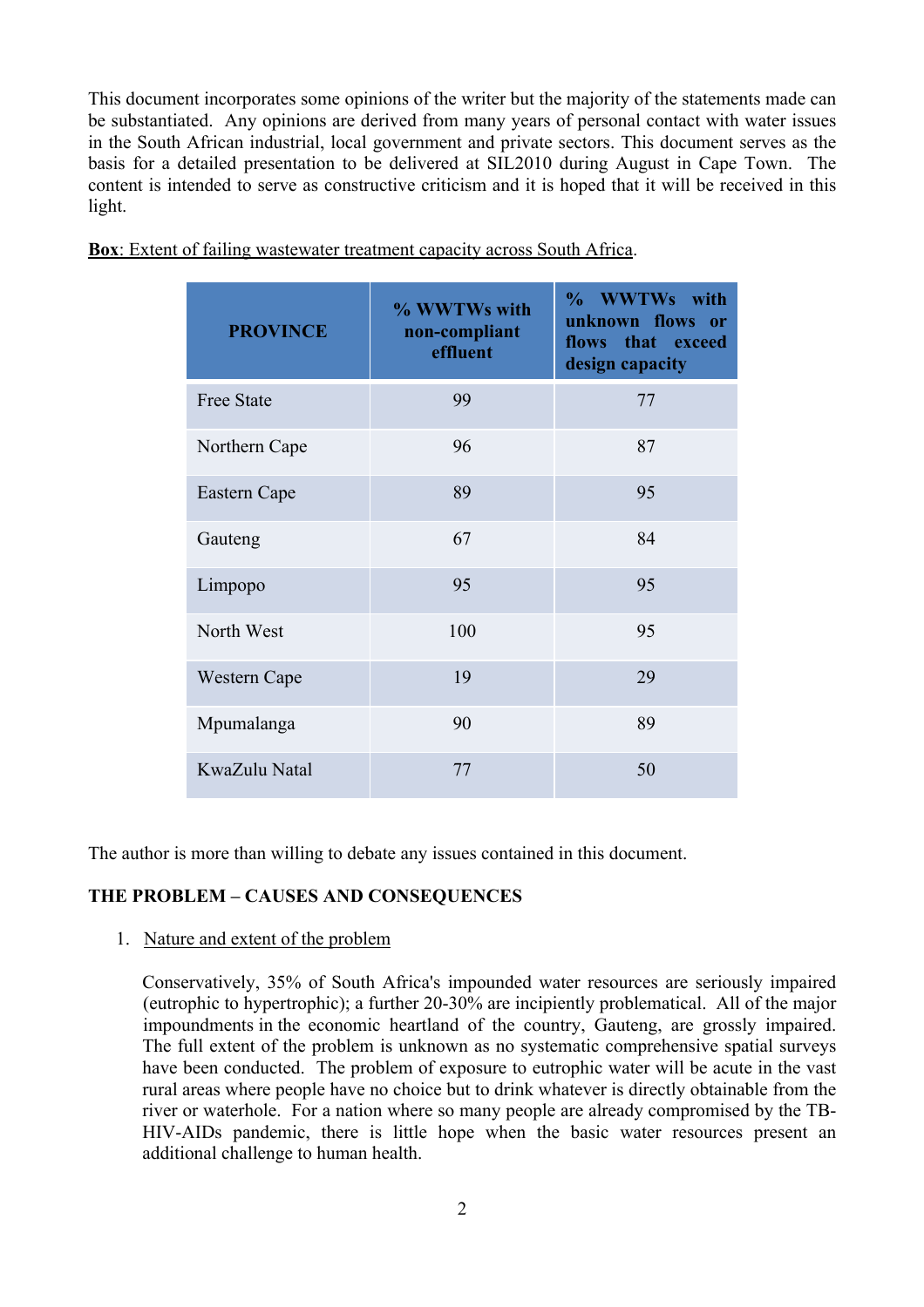This document incorporates some opinions of the writer but the majority of the statements made can be substantiated. Any opinions are derived from many years of personal contact with water issues in the South African industrial, local government and private sectors. This document serves as the basis for a detailed presentation to be delivered at SIL2010 during August in Cape Town. The content is intended to serve as constructive criticism and it is hoped that it will be received in this light.

<u>**Box**: Extent of failing wastewater treatment capacity across South Africa</u>.

| PROVINCE | % WWTWs with non-compliant effluent | % WWTWs with unknown flows or flows that exceed design capacity |
|---|---|---|
| Free State | 99 | 77 |
| Northern Cape | 96 | 87 |
| Eastern Cape | 89 | 95 |
| Gauteng | 67 | 84 |
| Limpopo | 95 | 95 |
| North West | 100 | 95 |
| Western Cape | 19 | 29 |
| Mpumalanga | 90 | 89 |
| KwaZulu Natal | 77 | 50 |

The author is more than willing to debate any issues contained in this document.

## THE PROBLEM – CAUSES AND CONSEQUENCES

1. <u>Nature and extent of the problem</u>

   Conservatively, 35% of South Africa's impounded water resources are seriously impaired (eutrophic to hypertrophic); a further 20-30% are incipiently problematical. All of the major impoundments in the economic heartland of the country, Gauteng, are grossly impaired. The full extent of the problem is unknown as no systematic comprehensive spatial surveys have been conducted. The problem of exposure to eutrophic water will be acute in the vast rural areas where people have no choice but to drink whatever is directly obtainable from the river or waterhole. For a nation where so many people are already compromised by the TB-HIV-AIDs pandemic, there is little hope when the basic water resources present an additional challenge to human health.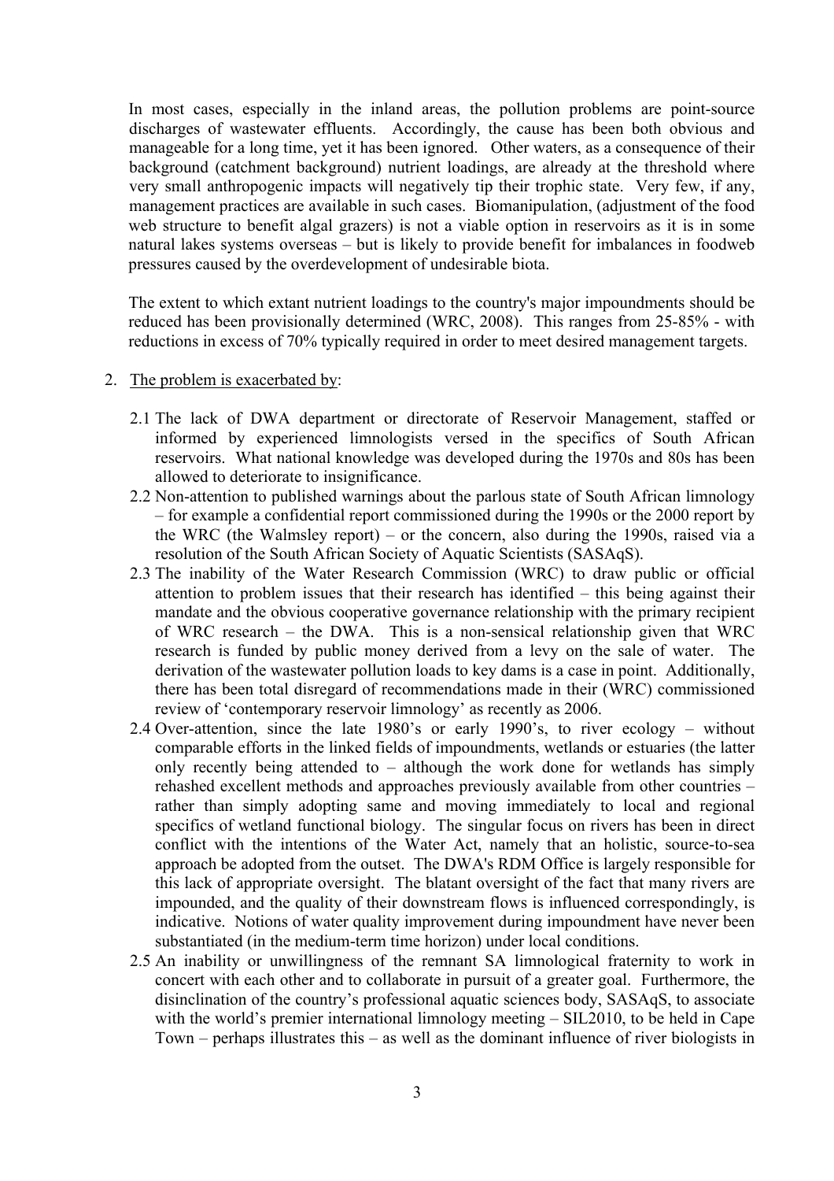In most cases, especially in the inland areas, the pollution problems are point-source discharges of wastewater effluents. Accordingly, the cause has been both obvious and manageable for a long time, yet it has been ignored. Other waters, as a consequence of their background (catchment background) nutrient loadings, are already at the threshold where very small anthropogenic impacts will negatively tip their trophic state. Very few, if any, management practices are available in such cases. Biomanipulation, (adjustment of the food web structure to benefit algal grazers) is not a viable option in reservoirs as it is in some natural lakes systems overseas – but is likely to provide benefit for imbalances in foodweb pressures caused by the overdevelopment of undesirable biota.

The extent to which extant nutrient loadings to the country's major impoundments should be reduced has been provisionally determined (WRC, 2008). This ranges from 25-85% - with reductions in excess of 70% typically required in order to meet desired management targets.

2. <u>The problem is exacerbated by</u>:

   2.1 The lack of DWA department or directorate of Reservoir Management, staffed or informed by experienced limnologists versed in the specifics of South African reservoirs. What national knowledge was developed during the 1970s and 80s has been allowed to deteriorate to insignificance.

   2.2 Non-attention to published warnings about the parlous state of South African limnology – for example a confidential report commissioned during the 1990s or the 2000 report by the WRC (the Walmsley report) – or the concern, also during the 1990s, raised via a resolution of the South African Society of Aquatic Scientists (SASAqS).

   2.3 The inability of the Water Research Commission (WRC) to draw public or official attention to problem issues that their research has identified – this being against their mandate and the obvious cooperative governance relationship with the primary recipient of WRC research – the DWA. This is a non-sensical relationship given that WRC research is funded by public money derived from a levy on the sale of water. The derivation of the wastewater pollution loads to key dams is a case in point. Additionally, there has been total disregard of recommendations made in their (WRC) commissioned review of 'contemporary reservoir limnology' as recently as 2006.

   2.4 Over-attention, since the late 1980's or early 1990's, to river ecology – without comparable efforts in the linked fields of impoundments, wetlands or estuaries (the latter only recently being attended to – although the work done for wetlands has simply rehashed excellent methods and approaches previously available from other countries – rather than simply adopting same and moving immediately to local and regional specifics of wetland functional biology. The singular focus on rivers has been in direct conflict with the intentions of the Water Act, namely that an holistic, source-to-sea approach be adopted from the outset. The DWA's RDM Office is largely responsible for this lack of appropriate oversight. The blatant oversight of the fact that many rivers are impounded, and the quality of their downstream flows is influenced correspondingly, is indicative. Notions of water quality improvement during impoundment have never been substantiated (in the medium-term time horizon) under local conditions.

   2.5 An inability or unwillingness of the remnant SA limnological fraternity to work in concert with each other and to collaborate in pursuit of a greater goal. Furthermore, the disinclination of the country's professional aquatic sciences body, SASAqS, to associate with the world's premier international limnology meeting – SIL2010, to be held in Cape Town – perhaps illustrates this – as well as the dominant influence of river biologists in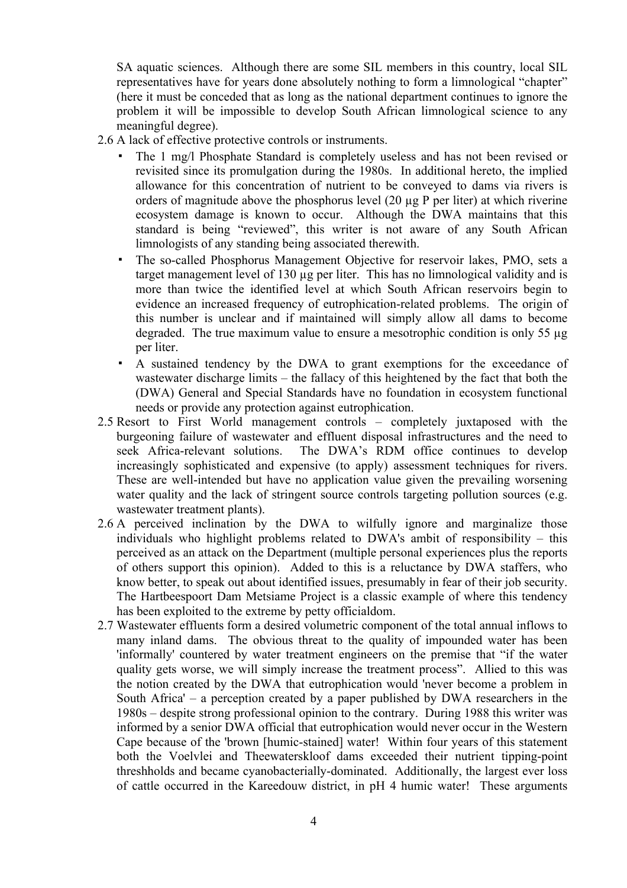SA aquatic sciences. Although there are some SIL members in this country, local SIL representatives have for years done absolutely nothing to form a limnological "chapter" (here it must be conceded that as long as the national department continues to ignore the problem it will be impossible to develop South African limnological science to any meaningful degree).

2.6 A lack of effective protective controls or instruments.

- The 1 mg/l Phosphate Standard is completely useless and has not been revised or revisited since its promulgation during the 1980s. In additional hereto, the implied allowance for this concentration of nutrient to be conveyed to dams via rivers is orders of magnitude above the phosphorus level (20 µg P per liter) at which riverine ecosystem damage is known to occur. Although the DWA maintains that this standard is being "reviewed", this writer is not aware of any South African limnologists of any standing being associated therewith.
- The so-called Phosphorus Management Objective for reservoir lakes, PMO, sets a target management level of 130 µg per liter. This has no limnological validity and is more than twice the identified level at which South African reservoirs begin to evidence an increased frequency of eutrophication-related problems. The origin of this number is unclear and if maintained will simply allow all dams to become degraded. The true maximum value to ensure a mesotrophic condition is only 55 µg per liter.
- A sustained tendency by the DWA to grant exemptions for the exceedance of wastewater discharge limits – the fallacy of this heightened by the fact that both the (DWA) General and Special Standards have no foundation in ecosystem functional needs or provide any protection against eutrophication.

2.5 Resort to First World management controls – completely juxtaposed with the burgeoning failure of wastewater and effluent disposal infrastructures and the need to seek Africa-relevant solutions. The DWA's RDM office continues to develop increasingly sophisticated and expensive (to apply) assessment techniques for rivers. These are well-intended but have no application value given the prevailing worsening water quality and the lack of stringent source controls targeting pollution sources (e.g. wastewater treatment plants).

2.6 A perceived inclination by the DWA to wilfully ignore and marginalize those individuals who highlight problems related to DWA's ambit of responsibility – this perceived as an attack on the Department (multiple personal experiences plus the reports of others support this opinion). Added to this is a reluctance by DWA staffers, who know better, to speak out about identified issues, presumably in fear of their job security. The Hartbeespoort Dam Metsiame Project is a classic example of where this tendency has been exploited to the extreme by petty officialdom.

2.7 Wastewater effluents form a desired volumetric component of the total annual inflows to many inland dams. The obvious threat to the quality of impounded water has been 'informally' countered by water treatment engineers on the premise that "if the water quality gets worse, we will simply increase the treatment process". Allied to this was the notion created by the DWA that eutrophication would 'never become a problem in South Africa' – a perception created by a paper published by DWA researchers in the 1980s – despite strong professional opinion to the contrary. During 1988 this writer was informed by a senior DWA official that eutrophication would never occur in the Western Cape because of the 'brown [humic-stained] water! Within four years of this statement both the Voelvlei and Theewaterskloof dams exceeded their nutrient tipping-point threshholds and became cyanobacterially-dominated. Additionally, the largest ever loss of cattle occurred in the Kareedouw district, in pH 4 humic water! These arguments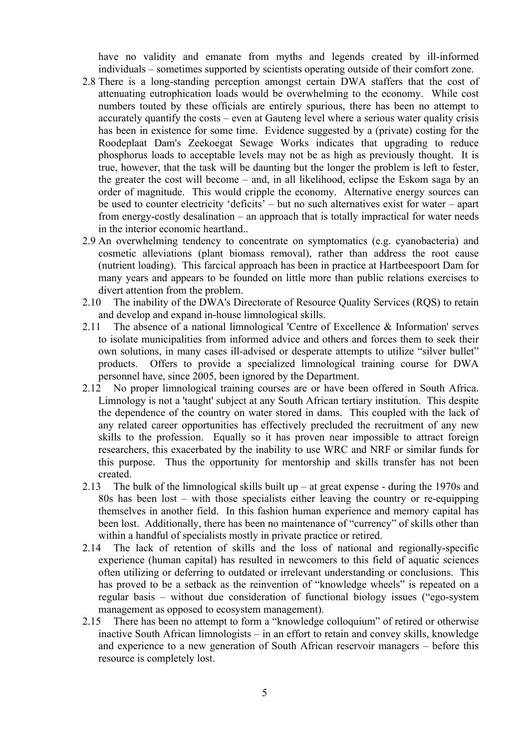have no validity and emanate from myths and legends created by ill-informed individuals – sometimes supported by scientists operating outside of their comfort zone.

2.8 There is a long-standing perception amongst certain DWA staffers that the cost of attenuating eutrophication loads would be overwhelming to the economy. While cost numbers touted by these officials are entirely spurious, there has been no attempt to accurately quantify the costs – even at Gauteng level where a serious water quality crisis has been in existence for some time. Evidence suggested by a (private) costing for the Roodeplaat Dam's Zeekoegat Sewage Works indicates that upgrading to reduce phosphorus loads to acceptable levels may not be as high as previously thought. It is true, however, that the task will be daunting but the longer the problem is left to fester, the greater the cost will become – and, in all likelihood, eclipse the Eskom saga by an order of magnitude. This would cripple the economy. Alternative energy sources can be used to counter electricity 'deficits' – but no such alternatives exist for water – apart from energy-costly desalination – an approach that is totally impractical for water needs in the interior economic heartland..

2.9 An overwhelming tendency to concentrate on symptomatics (e.g. cyanobacteria) and cosmetic alleviations (plant biomass removal), rather than address the root cause (nutrient loading). This farcical approach has been in practice at Hartbeespoort Dam for many years and appears to be founded on little more than public relations exercises to divert attention from the problem.

2.10 The inability of the DWA's Directorate of Resource Quality Services (RQS) to retain and develop and expand in-house limnological skills.

2.11 The absence of a national limnological 'Centre of Excellence & Information' serves to isolate municipalities from informed advice and others and forces them to seek their own solutions, in many cases ill-advised or desperate attempts to utilize "silver bullet" products. Offers to provide a specialized limnological training course for DWA personnel have, since 2005, been ignored by the Department.

2.12 No proper limnological training courses are or have been offered in South Africa. Limnology is not a 'taught' subject at any South African tertiary institution. This despite the dependence of the country on water stored in dams. This coupled with the lack of any related career opportunities has effectively precluded the recruitment of any new skills to the profession. Equally so it has proven near impossible to attract foreign researchers, this exacerbated by the inability to use WRC and NRF or similar funds for this purpose. Thus the opportunity for mentorship and skills transfer has not been created.

2.13 The bulk of the limnological skills built up – at great expense - during the 1970s and 80s has been lost – with those specialists either leaving the country or re-equipping themselves in another field. In this fashion human experience and memory capital has been lost. Additionally, there has been no maintenance of "currency" of skills other than within a handful of specialists mostly in private practice or retired.

2.14 The lack of retention of skills and the loss of national and regionally-specific experience (human capital) has resulted in newcomers to this field of aquatic sciences often utilizing or deferring to outdated or irrelevant understanding or conclusions. This has proved to be a setback as the reinvention of "knowledge wheels" is repeated on a regular basis – without due consideration of functional biology issues ("ego-system management as opposed to ecosystem management).

2.15 There has been no attempt to form a "knowledge colloquium" of retired or otherwise inactive South African limnologists – in an effort to retain and convey skills, knowledge and experience to a new generation of South African reservoir managers – before this resource is completely lost.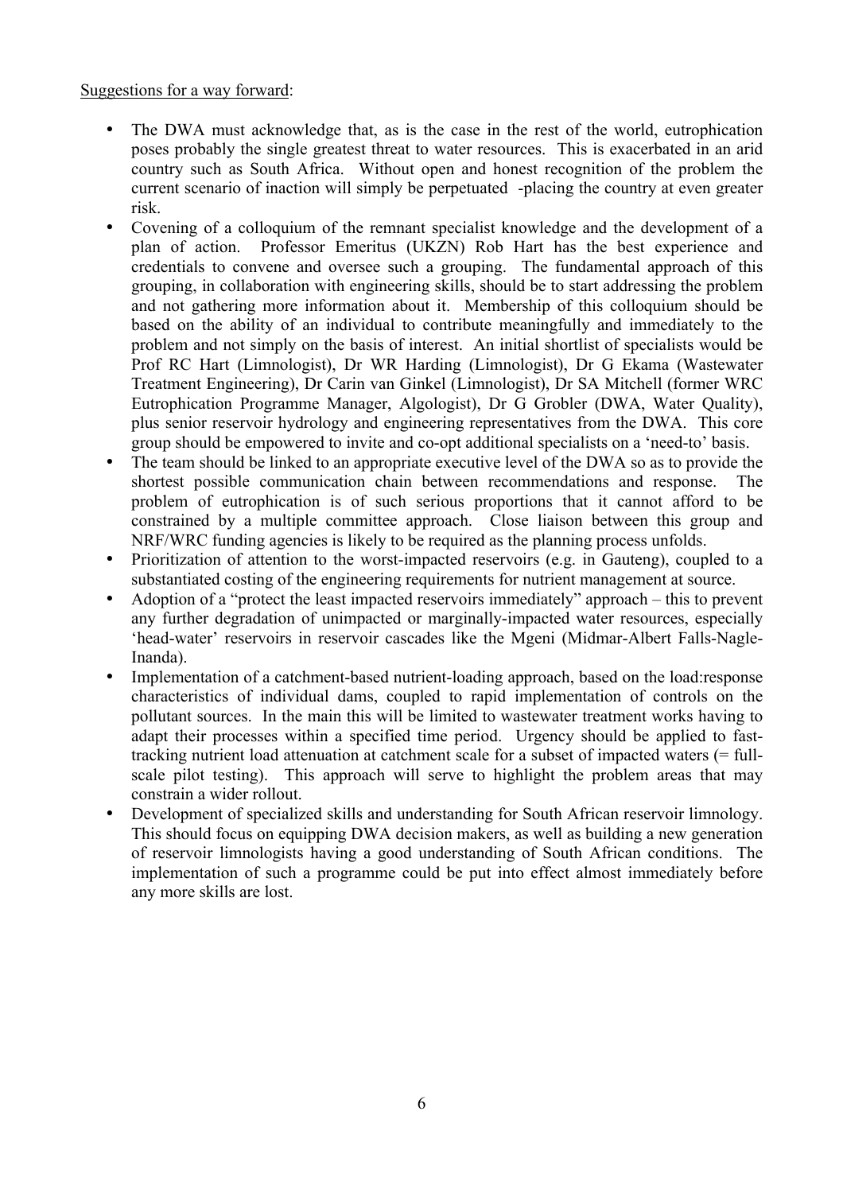Suggestions for a way forward:

- The DWA must acknowledge that, as is the case in the rest of the world, eutrophication poses probably the single greatest threat to water resources. This is exacerbated in an arid country such as South Africa. Without open and honest recognition of the problem the current scenario of inaction will simply be perpetuated -placing the country at even greater risk.
- Covening of a colloquium of the remnant specialist knowledge and the development of a plan of action. Professor Emeritus (UKZN) Rob Hart has the best experience and credentials to convene and oversee such a grouping. The fundamental approach of this grouping, in collaboration with engineering skills, should be to start addressing the problem and not gathering more information about it. Membership of this colloquium should be based on the ability of an individual to contribute meaningfully and immediately to the problem and not simply on the basis of interest. An initial shortlist of specialists would be Prof RC Hart (Limnologist), Dr WR Harding (Limnologist), Dr G Ekama (Wastewater Treatment Engineering), Dr Carin van Ginkel (Limnologist), Dr SA Mitchell (former WRC Eutrophication Programme Manager, Algologist), Dr G Grobler (DWA, Water Quality), plus senior reservoir hydrology and engineering representatives from the DWA. This core group should be empowered to invite and co-opt additional specialists on a 'need-to' basis.
- The team should be linked to an appropriate executive level of the DWA so as to provide the shortest possible communication chain between recommendations and response. The problem of eutrophication is of such serious proportions that it cannot afford to be constrained by a multiple committee approach. Close liaison between this group and NRF/WRC funding agencies is likely to be required as the planning process unfolds.
- Prioritization of attention to the worst-impacted reservoirs (e.g. in Gauteng), coupled to a substantiated costing of the engineering requirements for nutrient management at source.
- Adoption of a "protect the least impacted reservoirs immediately" approach – this to prevent any further degradation of unimpacted or marginally-impacted water resources, especially 'head-water' reservoirs in reservoir cascades like the Mgeni (Midmar-Albert Falls-Nagle-Inanda).
- Implementation of a catchment-based nutrient-loading approach, based on the load:response characteristics of individual dams, coupled to rapid implementation of controls on the pollutant sources. In the main this will be limited to wastewater treatment works having to adapt their processes within a specified time period. Urgency should be applied to fast-tracking nutrient load attenuation at catchment scale for a subset of impacted waters (= full-scale pilot testing). This approach will serve to highlight the problem areas that may constrain a wider rollout.
- Development of specialized skills and understanding for South African reservoir limnology. This should focus on equipping DWA decision makers, as well as building a new generation of reservoir limnologists having a good understanding of South African conditions. The implementation of such a programme could be put into effect almost immediately before any more skills are lost.